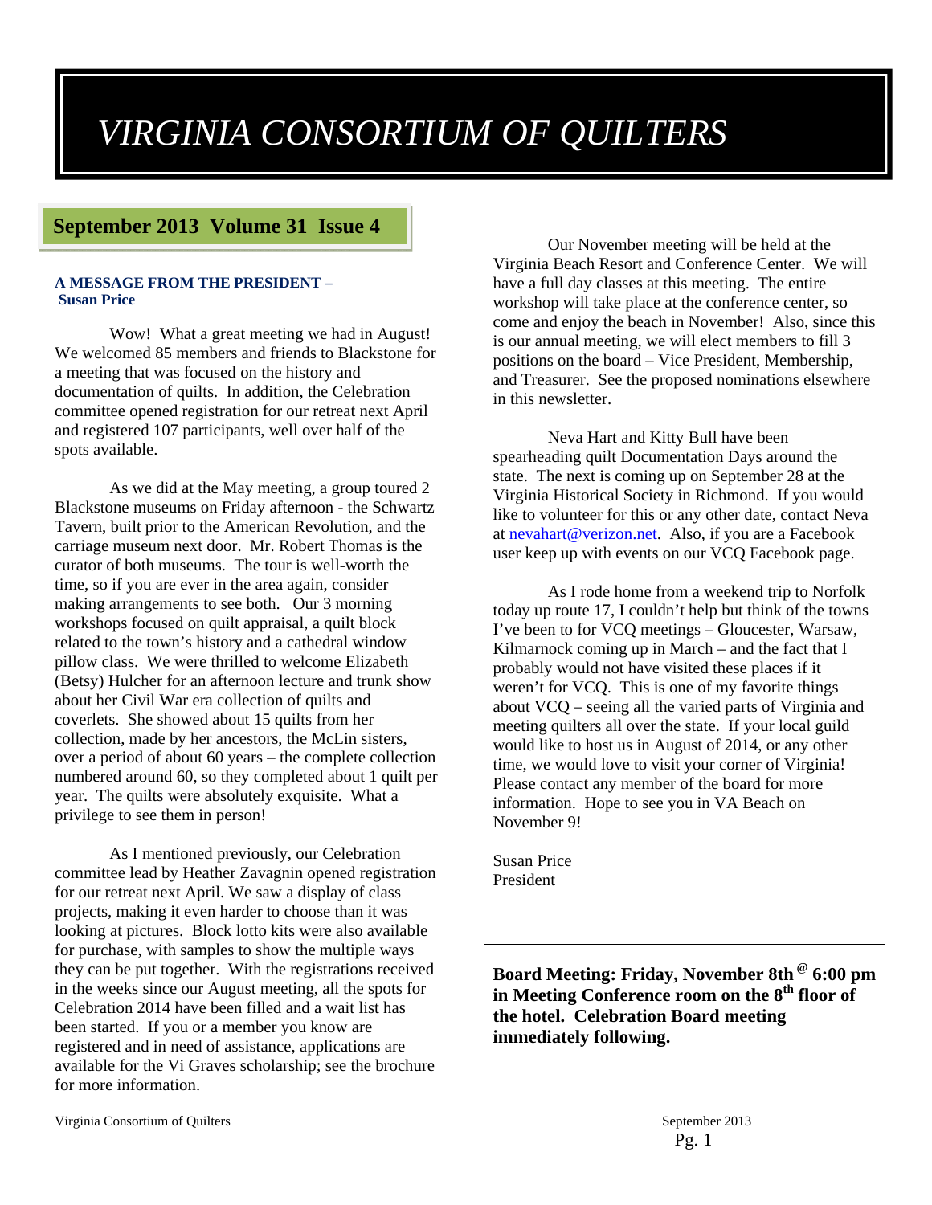# *VIRGINIA CONSORTIUM OF QUILTERS*

## September 2013 Volume 31 Issue 4

### A MESSAGE FROM THE PRESIDENT – Susan Price

Wow! What a great meeting we had in August! We welcomed 85 members and friends to Blackstone for a meeting that was focused on the history and documentation of quilts. In addition, the Celebration committee opened registration for our retreat next April and registered 107 participants, well over half of the spots available.

As we did at the May meeting, a group toured 2 Blackstone museums on Friday afternoon - the Schwartz Tavern, built prior to the American Revolution, and the carriage museum next door. Mr. Robert Thomas is the curator of both museums. The tour is well-worth the time, so if you are ever in the area again, consider making arrangements to see both. Our 3 morning workshops focused on quilt appraisal, a quilt block related to the town's history and a cathedral window pillow class. We were thrilled to welcome Elizabeth (Betsy) Hulcher for an afternoon lecture and trunk show about her Civil War era collection of quilts and coverlets. She showed about 15 quilts from her collection, made by her ancestors, the McLin sisters, over a period of about 60 years – the complete collection numbered around 60, so they completed about 1 quilt per year. The quilts were absolutely exquisite. What a privilege to see them in person!

As I mentioned previously, our Celebration committee lead by Heather Zavagnin opened registration for our retreat next April. We saw a display of class projects, making it even harder to choose than it was looking at pictures. Block lotto kits were also available for purchase, with samples to show the multiple ways they can be put together. With the registrations received in the weeks since our August meeting, all the spots for Celebration 2014 have been filled and a wait list has been started. If you or a member you know are registered and in need of assistance, applications are available for the Vi Graves scholarship; see the brochure for more information.

Our November meeting will be held at the Virginia Beach Resort and Conference Center. We will have a full day classes at this meeting. The entire workshop will take place at the conference center, so come and enjoy the beach in November! Also, since this is our annual meeting, we will elect members to fill 3 positions on the board – Vice President, Membership, and Treasurer. See the proposed nominations elsewhere in this newsletter.

Neva Hart and Kitty Bull have been spearheading quilt Documentation Days around the state. The next is coming up on September 28 at the Virginia Historical Society in Richmond. If you would like to volunteer for this or any other date, contact Neva at nevahart@verizon.net. Also, if you are a Facebook user keep up with events on our VCQ Facebook page.

As I rode home from a weekend trip to Norfolk today up route 17, I couldn't help but think of the towns I've been to for VCQ meetings – Gloucester, Warsaw, Kilmarnock coming up in March – and the fact that I probably would not have visited these places if it weren't for VCQ. This is one of my favorite things about VCQ – seeing all the varied parts of Virginia and meeting quilters all over the state. If your local guild would like to host us in August of 2014, or any other time, we would love to visit your corner of Virginia! Please contact any member of the board for more information. Hope to see you in VA Beach on November 9!

Susan Price
President

**Board Meeting: Friday, November 8th @ 6:00 pm in Meeting Conference room on the 8th floor of the hotel. Celebration Board meeting immediately following.**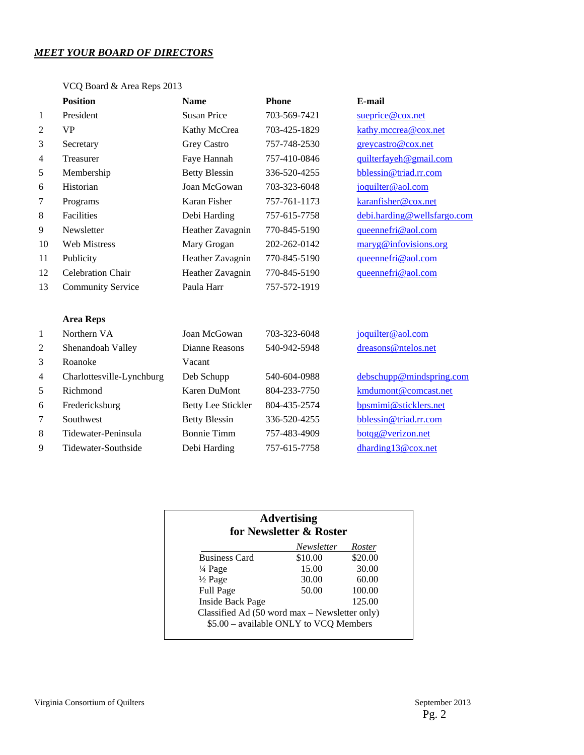## ***MEET YOUR BOARD OF DIRECTORS***

VCQ Board & Area Reps 2013

| | **Position** | **Name** | **Phone** | **E-mail** |
|---|---|---|---|---|
| 1 | President | Susan Price | 703-569-7421 | sueprice@cox.net |
| 2 | VP | Kathy McCrea | 703-425-1829 | kathy.mccrea@cox.net |
| 3 | Secretary | Grey Castro | 757-748-2530 | greycastro@cox.net |
| 4 | Treasurer | Faye Hannah | 757-410-0846 | quilterfayeh@gmail.com |
| 5 | Membership | Betty Blessin | 336-520-4255 | bblessin@triad.rr.com |
| 6 | Historian | Joan McGowan | 703-323-6048 | joquilter@aol.com |
| 7 | Programs | Karan Fisher | 757-761-1173 | karanfisher@cox.net |
| 8 | Facilities | Debi Harding | 757-615-7758 | debi.harding@wellsfargo.com |
| 9 | Newsletter | Heather Zavagnin | 770-845-5190 | queennefri@aol.com |
| 10 | Web Mistress | Mary Grogan | 202-262-0142 | maryg@infovisions.org |
| 11 | Publicity | Heather Zavagnin | 770-845-5190 | queennefri@aol.com |
| 12 | Celebration Chair | Heather Zavagnin | 770-845-5190 | queennefri@aol.com |
| 13 | Community Service | Paula Harr | 757-572-1919 | |
| | **Area Reps** | | | |
| 1 | Northern VA | Joan McGowan | 703-323-6048 | joquilter@aol.com |
| 2 | Shenandoah Valley | Dianne Reasons | 540-942-5948 | dreasons@ntelos.net |
| 3 | Roanoke | Vacant | | |
| 4 | Charlottesville-Lynchburg | Deb Schupp | 540-604-0988 | debschupp@mindspring.com |
| 5 | Richmond | Karen DuMont | 804-233-7750 | kmdumont@comcast.net |
| 6 | Fredericksburg | Betty Lee Stickler | 804-435-2574 | bpsmimi@sticklers.net |
| 7 | Southwest | Betty Blessin | 336-520-4255 | bblessin@triad.rr.com |
| 8 | Tidewater-Peninsula | Bonnie Timm | 757-483-4909 | botqg@verizon.net |
| 9 | Tidewater-Southside | Debi Harding | 757-615-7758 | dharding13@cox.net |

### Advertising for Newsletter & Roster

| | *Newsletter* | *Roster* |
|---|---|---|
| Business Card | $10.00 | $20.00 |
| ¼ Page | 15.00 | 30.00 |
| ½ Page | 30.00 | 60.00 |
| Full Page | 50.00 | 100.00 |
| Inside Back Page | | 125.00 |

Classified Ad (50 word max – Newsletter only)
$5.00 – available ONLY to VCQ Members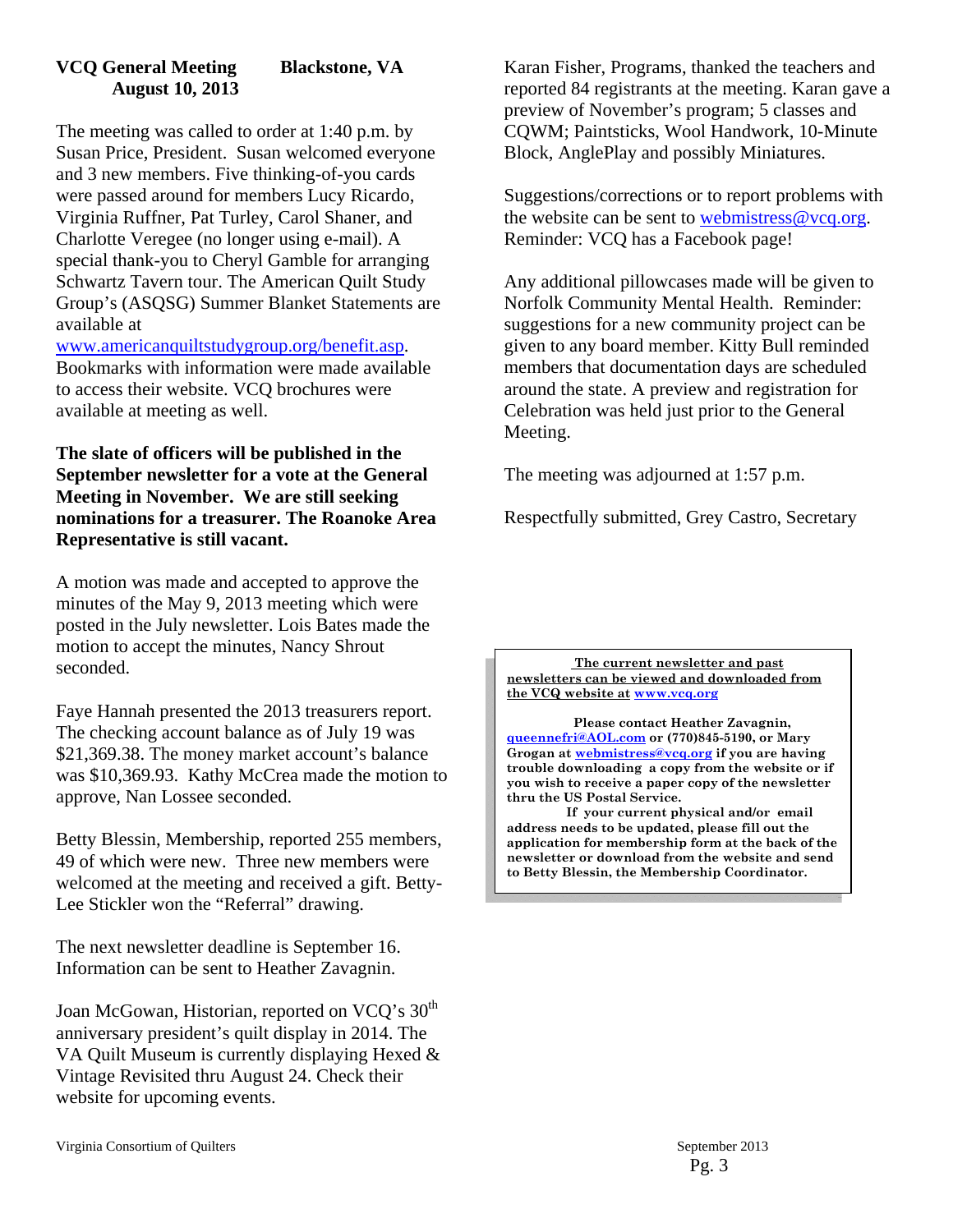## VCQ General Meeting Blackstone, VA August 10, 2013

The meeting was called to order at 1:40 p.m. by Susan Price, President. Susan welcomed everyone and 3 new members. Five thinking-of-you cards were passed around for members Lucy Ricardo, Virginia Ruffner, Pat Turley, Carol Shaner, and Charlotte Veregee (no longer using e-mail). A special thank-you to Cheryl Gamble for arranging Schwartz Tavern tour. The American Quilt Study Group's (ASQSG) Summer Blanket Statements are available at www.americanquiltstudygroup.org/benefit.asp. Bookmarks with information were made available to access their website. VCQ brochures were available at meeting as well.

**The slate of officers will be published in the September newsletter for a vote at the General Meeting in November. We are still seeking nominations for a treasurer. The Roanoke Area Representative is still vacant.**

A motion was made and accepted to approve the minutes of the May 9, 2013 meeting which were posted in the July newsletter. Lois Bates made the motion to accept the minutes, Nancy Shrout seconded.

Faye Hannah presented the 2013 treasurers report. The checking account balance as of July 19 was $21,369.38. The money market account's balance was $10,369.93. Kathy McCrea made the motion to approve, Nan Lossee seconded.

Betty Blessin, Membership, reported 255 members, 49 of which were new. Three new members were welcomed at the meeting and received a gift. Betty-Lee Stickler won the "Referral" drawing.

The next newsletter deadline is September 16. Information can be sent to Heather Zavagnin.

Joan McGowan, Historian, reported on VCQ's 30th anniversary president's quilt display in 2014. The VA Quilt Museum is currently displaying Hexed & Vintage Revisited thru August 24. Check their website for upcoming events.

Karan Fisher, Programs, thanked the teachers and reported 84 registrants at the meeting. Karan gave a preview of November's program; 5 classes and CQWM; Paintsticks, Wool Handwork, 10-Minute Block, AnglePlay and possibly Miniatures.

Suggestions/corrections or to report problems with the website can be sent to webmistress@vcq.org. Reminder: VCQ has a Facebook page!

Any additional pillowcases made will be given to Norfolk Community Mental Health. Reminder: suggestions for a new community project can be given to any board member. Kitty Bull reminded members that documentation days are scheduled around the state. A preview and registration for Celebration was held just prior to the General Meeting.

The meeting was adjourned at 1:57 p.m.

Respectfully submitted, Grey Castro, Secretary

---

**The current newsletter and past newsletters can be viewed and downloaded from the VCQ website at www.vcq.org**

**Please contact Heather Zavagnin, queennefri@AOL.com or (770)845-5190, or Mary Grogan at webmistress@vcq.org if you are having trouble downloading a copy from the website or if you wish to receive a paper copy of the newsletter thru the US Postal Service.**

**If your current physical and/or email address needs to be updated, please fill out the application for membership form at the back of the newsletter or download from the website and send to Betty Blessin, the Membership Coordinator.**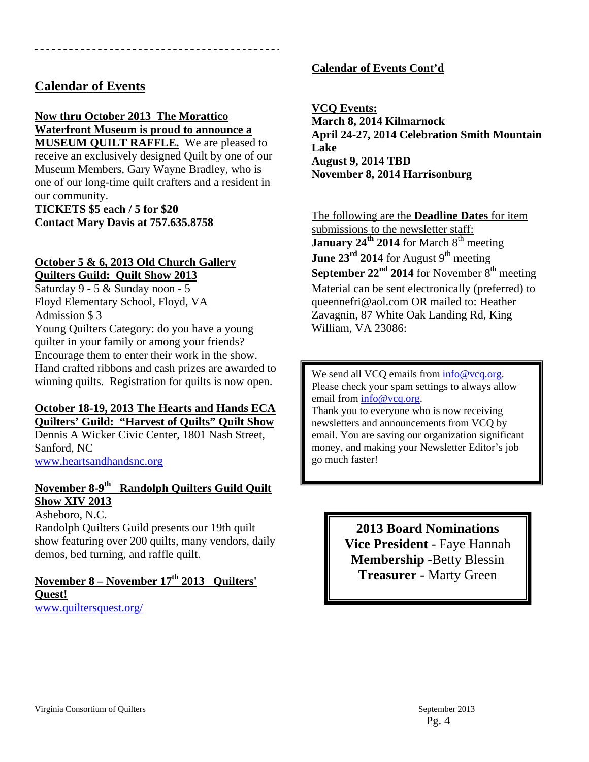## Calendar of Events

**Now thru October 2013 The Morattico Waterfront Museum is proud to announce a MUSEUM QUILT RAFFLE.** We are pleased to receive an exclusively designed Quilt by one of our Museum Members, Gary Wayne Bradley, who is one of our long-time quilt crafters and a resident in our community.

**TICKETS $5 each / 5 for $20**
**Contact Mary Davis at 757.635.8758**

**October 5 & 6, 2013 Old Church Gallery Quilters Guild: Quilt Show 2013**
Saturday 9 - 5 & Sunday noon - 5
Floyd Elementary School, Floyd, VA
Admission $ 3
Young Quilters Category: do you have a young quilter in your family or among your friends? Encourage them to enter their work in the show. Hand crafted ribbons and cash prizes are awarded to winning quilts. Registration for quilts is now open.

**October 18-19, 2013 The Hearts and Hands ECA Quilters' Guild: "Harvest of Quilts" Quilt Show**
Dennis A Wicker Civic Center, 1801 Nash Street, Sanford, NC
www.heartsandhandsnc.org

**November 8-9th Randolph Quilters Guild Quilt Show XIV 2013**
Asheboro, N.C.
Randolph Quilters Guild presents our 19th quilt show featuring over 200 quilts, many vendors, daily demos, bed turning, and raffle quilt.

**November 8 – November 17th 2013 Quilters' Quest!**
www.quiltersquest.org/

**Calendar of Events Cont'd**

**VCQ Events:**
**March 8, 2014 Kilmarnock**
**April 24-27, 2014 Celebration Smith Mountain Lake**
**August 9, 2014 TBD**
**November 8, 2014 Harrisonburg**

The following are the **Deadline Dates** for item submissions to the newsletter staff:
**January 24th 2014** for March 8th meeting
**June 23rd 2014** for August 9th meeting
**September 22nd 2014** for November 8th meeting
Material can be sent electronically (preferred) to queennefri@aol.com OR mailed to: Heather Zavagnin, 87 White Oak Landing Rd, King William, VA 23086:

We send all VCQ emails from info@vcq.org. Please check your spam settings to always allow email from info@vcq.org.
Thank you to everyone who is now receiving newsletters and announcements from VCQ by email. You are saving our organization significant money, and making your Newsletter Editor's job go much faster!

**2013 Board Nominations**
**Vice President** - Faye Hannah
**Membership** -Betty Blessin
**Treasurer** - Marty Green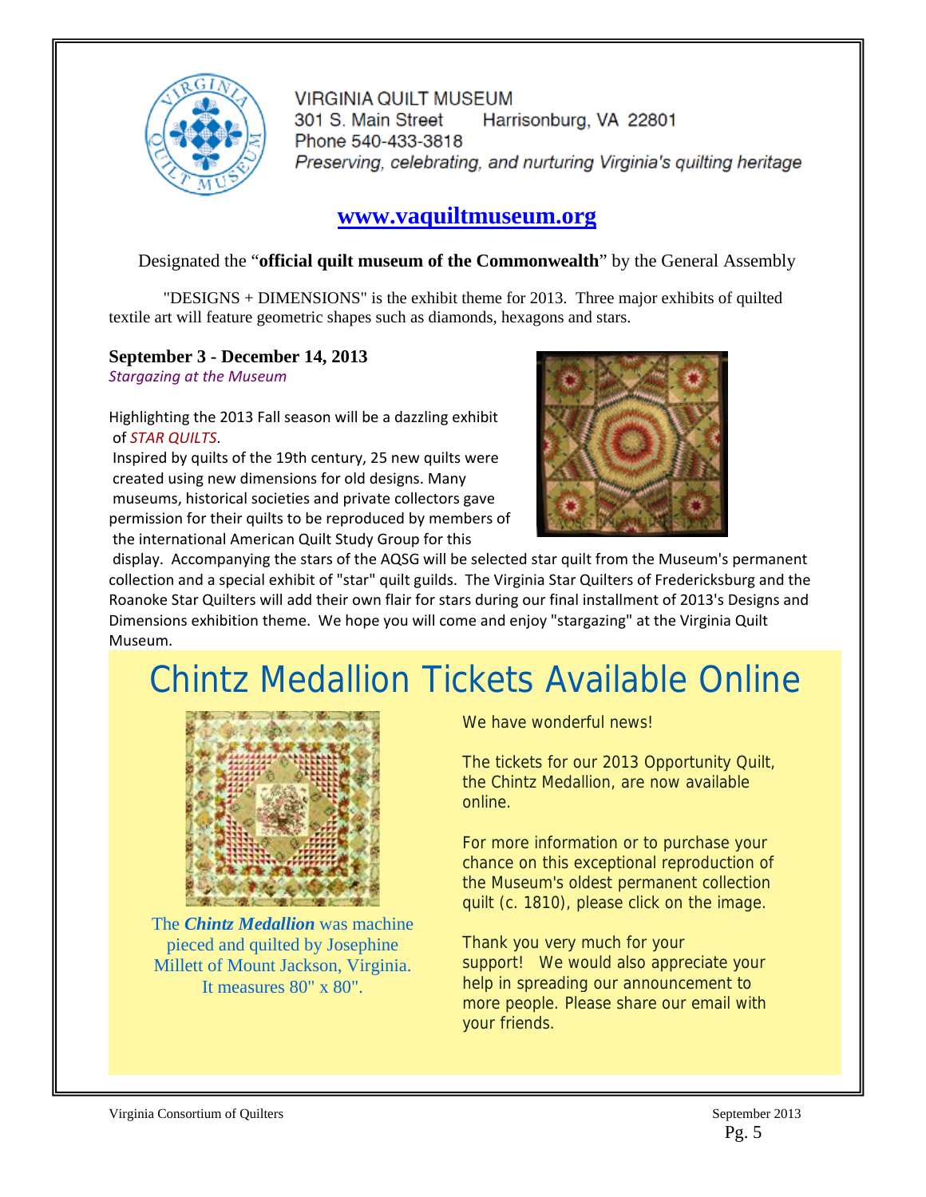VIRGINIA QUILT MUSEUM
301 S. Main Street    Harrisonburg, VA 22801
Phone 540-433-3818
*Preserving, celebrating, and nurturing Virginia's quilting heritage*

## www.vaquiltmuseum.org

Designated the "**official quilt museum of the Commonwealth**" by the General Assembly

"DESIGNS + DIMENSIONS" is the exhibit theme for 2013. Three major exhibits of quilted textile art will feature geometric shapes such as diamonds, hexagons and stars.

### September 3 - December 14, 2013

*Stargazing at the Museum*

Highlighting the 2013 Fall season will be a dazzling exhibit of *STAR QUILTS*.

Inspired by quilts of the 19th century, 25 new quilts were created using new dimensions for old designs. Many museums, historical societies and private collectors gave permission for their quilts to be reproduced by members of the international American Quilt Study Group for this display. Accompanying the stars of the AQSG will be selected star quilt from the Museum's permanent collection and a special exhibit of "star" quilt guilds. The Virginia Star Quilters of Fredericksburg and the Roanoke Star Quilters will add their own flair for stars during our final installment of 2013's Designs and Dimensions exhibition theme. We hope you will come and enjoy "stargazing" at the Virginia Quilt Museum.

# Chintz Medallion Tickets Available Online

The ***Chintz Medallion*** was machine pieced and quilted by Josephine Millett of Mount Jackson, Virginia. It measures 80" x 80".

We have wonderful news!

The tickets for our 2013 Opportunity Quilt, the Chintz Medallion, are now available online.

For more information or to purchase your chance on this exceptional reproduction of the Museum's oldest permanent collection quilt (c. 1810), please click on the image.

Thank you very much for your support! We would also appreciate your help in spreading our announcement to more people. Please share our email with your friends.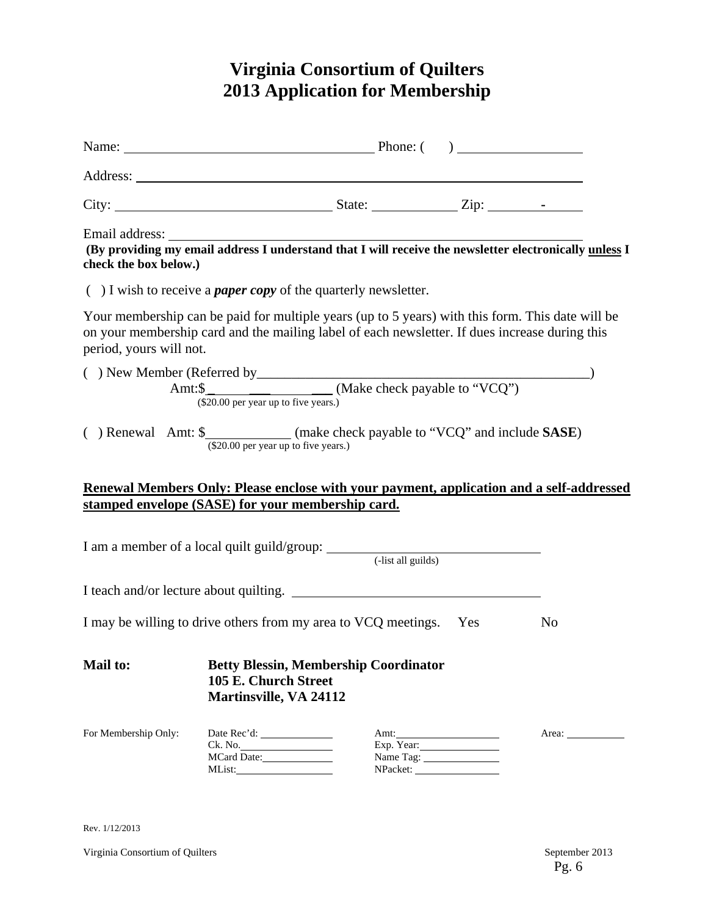# Virginia Consortium of Quilters
# 2013 Application for Membership

Name: ____________________________________ Phone: (     ) __________________

Address: ________________________________________________________________

City: ______________________________ State: ____________ Zip: ________-______

Email address: ___________________________________________________________

**(By providing my email address I understand that I will receive the newsletter electronically <u>unless</u> I check the box below.)**

(  ) I wish to receive a ***paper copy*** of the quarterly newsletter.

Your membership can be paid for multiple years (up to 5 years) with this form. This date will be on your membership card and the mailing label of each newsletter. If dues increase during this period, yours will not.

(  ) New Member (Referred by_________________________________________________)

Amt:$ ______________ (Make check payable to "VCQ")
($20.00 per year up to five years.)

(  ) Renewal   Amt: $____________ (make check payable to "VCQ" and include **SASE**)
($20.00 per year up to five years.)

**<u>Renewal Members Only: Please enclose with your payment, application and a self-addressed stamped envelope (SASE) for your membership card.</u>**

I am a member of a local quilt guild/group: _______________________________
(-list all guilds)

I teach and/or lecture about quilting. ____________________________________

I may be willing to drive others from my area to VCQ meetings.   Yes   No

**Mail to:** **Betty Blessin, Membership Coordinator**
**105 E. Church Street**
**Martinsville, VA 24112**

| For Membership Only: | Date Rec'd: ________ | Amt: ________ | Area: ________ |
|---|---|---|---|
| | Ck. No. ________ | Exp. Year: ________ | |
| | MCard Date: ________ | Name Tag: ________ | |
| | MList: ________ | NPacket: ________ | |

Rev. 1/12/2013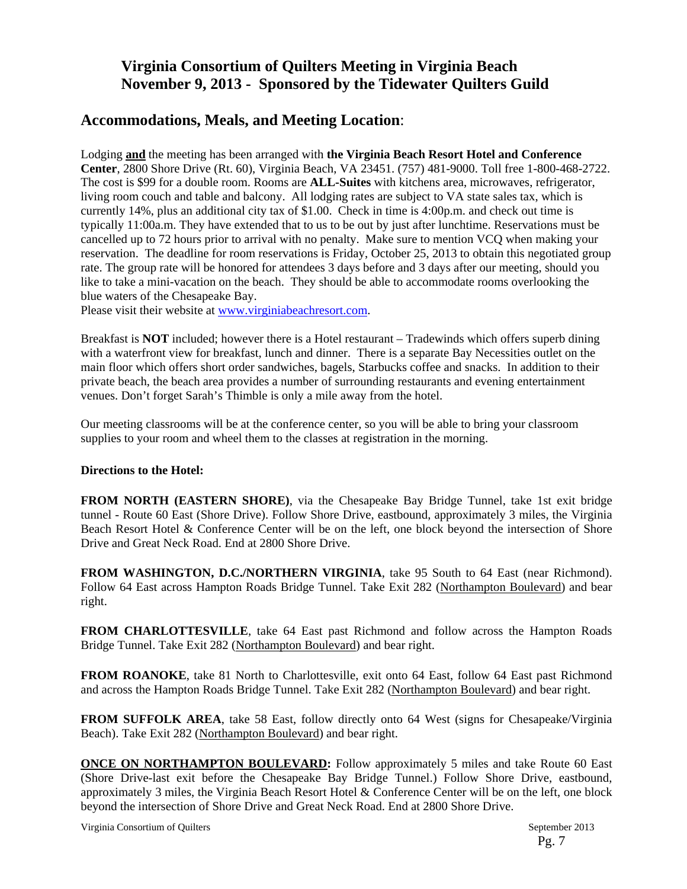# Virginia Consortium of Quilters Meeting in Virginia Beach November 9, 2013 - Sponsored by the Tidewater Quilters Guild

## Accommodations, Meals, and Meeting Location:

Lodging **and** the meeting has been arranged with **the Virginia Beach Resort Hotel and Conference Center**, 2800 Shore Drive (Rt. 60), Virginia Beach, VA 23451. (757) 481-9000. Toll free 1-800-468-2722. The cost is $99 for a double room. Rooms are **ALL-Suites** with kitchens area, microwaves, refrigerator, living room couch and table and balcony. All lodging rates are subject to VA state sales tax, which is currently 14%, plus an additional city tax of $1.00. Check in time is 4:00p.m. and check out time is typically 11:00a.m. They have extended that to us to be out by just after lunchtime. Reservations must be cancelled up to 72 hours prior to arrival with no penalty. Make sure to mention VCQ when making your reservation. The deadline for room reservations is Friday, October 25, 2013 to obtain this negotiated group rate. The group rate will be honored for attendees 3 days before and 3 days after our meeting, should you like to take a mini-vacation on the beach. They should be able to accommodate rooms overlooking the blue waters of the Chesapeake Bay.
Please visit their website at www.virginiabeachresort.com.

Breakfast is **NOT** included; however there is a Hotel restaurant – Tradewinds which offers superb dining with a waterfront view for breakfast, lunch and dinner. There is a separate Bay Necessities outlet on the main floor which offers short order sandwiches, bagels, Starbucks coffee and snacks. In addition to their private beach, the beach area provides a number of surrounding restaurants and evening entertainment venues. Don't forget Sarah's Thimble is only a mile away from the hotel.

Our meeting classrooms will be at the conference center, so you will be able to bring your classroom supplies to your room and wheel them to the classes at registration in the morning.

**Directions to the Hotel:**

**FROM NORTH (EASTERN SHORE)**, via the Chesapeake Bay Bridge Tunnel, take 1st exit bridge tunnel - Route 60 East (Shore Drive). Follow Shore Drive, eastbound, approximately 3 miles, the Virginia Beach Resort Hotel & Conference Center will be on the left, one block beyond the intersection of Shore Drive and Great Neck Road. End at 2800 Shore Drive.

**FROM WASHINGTON, D.C./NORTHERN VIRGINIA**, take 95 South to 64 East (near Richmond). Follow 64 East across Hampton Roads Bridge Tunnel. Take Exit 282 (Northampton Boulevard) and bear right.

**FROM CHARLOTTESVILLE**, take 64 East past Richmond and follow across the Hampton Roads Bridge Tunnel. Take Exit 282 (Northampton Boulevard) and bear right.

**FROM ROANOKE**, take 81 North to Charlottesville, exit onto 64 East, follow 64 East past Richmond and across the Hampton Roads Bridge Tunnel. Take Exit 282 (Northampton Boulevard) and bear right.

**FROM SUFFOLK AREA**, take 58 East, follow directly onto 64 West (signs for Chesapeake/Virginia Beach). Take Exit 282 (Northampton Boulevard) and bear right.

**ONCE ON NORTHAMPTON BOULEVARD:** Follow approximately 5 miles and take Route 60 East (Shore Drive-last exit before the Chesapeake Bay Bridge Tunnel.) Follow Shore Drive, eastbound, approximately 3 miles, the Virginia Beach Resort Hotel & Conference Center will be on the left, one block beyond the intersection of Shore Drive and Great Neck Road. End at 2800 Shore Drive.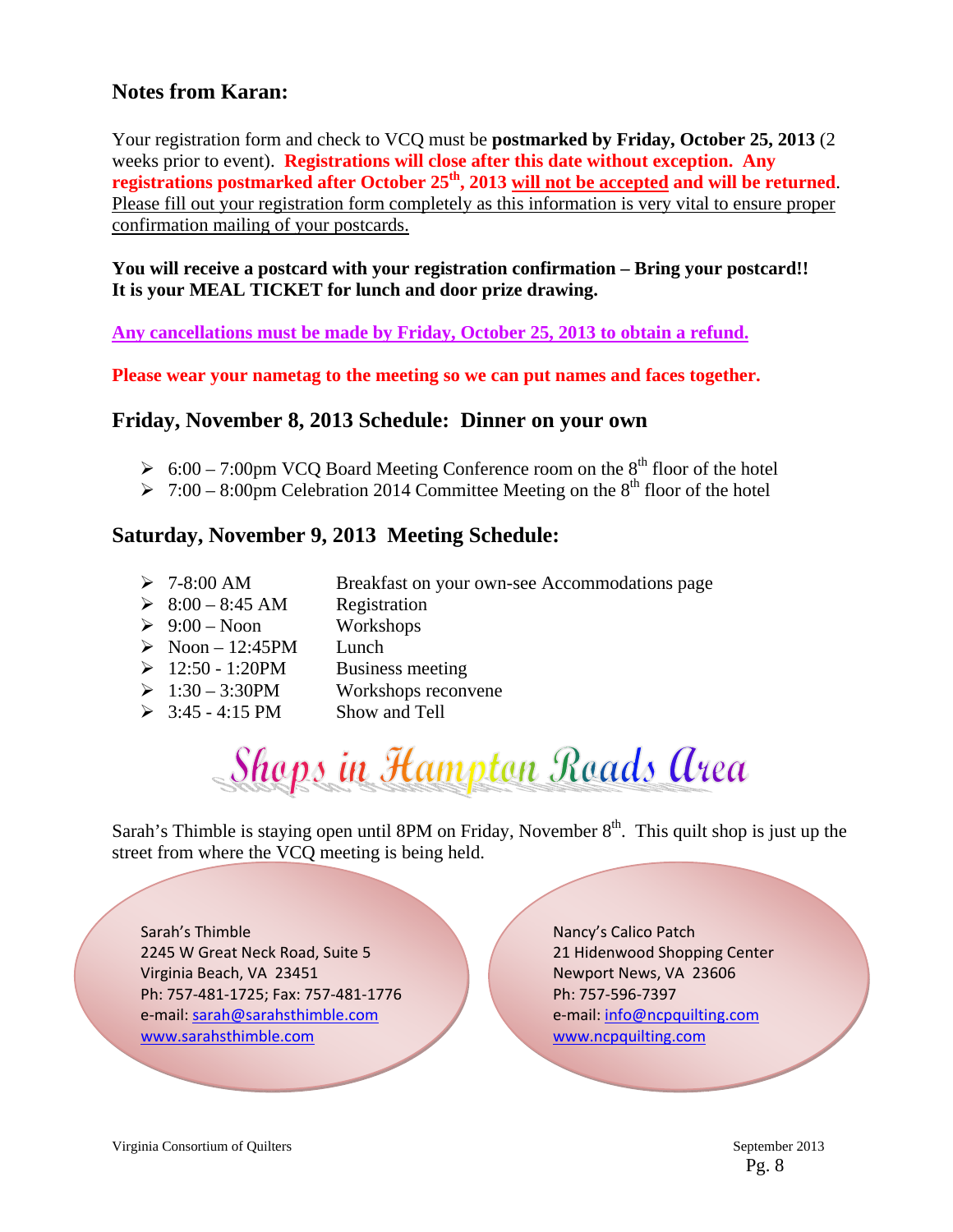## Notes from Karan:

Your registration form and check to VCQ must be **postmarked by Friday, October 25, 2013** (2 weeks prior to event). **Registrations will close after this date without exception. Any registrations postmarked after October 25th, 2013 will not be accepted and will be returned**. Please fill out your registration form completely as this information is very vital to ensure proper confirmation mailing of your postcards.

**You will receive a postcard with your registration confirmation – Bring your postcard!! It is your MEAL TICKET for lunch and door prize drawing.**

**Any cancellations must be made by Friday, October 25, 2013 to obtain a refund.**

**Please wear your nametag to the meeting so we can put names and faces together.**

## Friday, November 8, 2013 Schedule: Dinner on your own

- 6:00 – 7:00pm VCQ Board Meeting Conference room on the 8th floor of the hotel
- 7:00 – 8:00pm Celebration 2014 Committee Meeting on the 8th floor of the hotel

## Saturday, November 9, 2013 Meeting Schedule:

- 7-8:00 AM — Breakfast on your own-see Accommodations page
- 8:00 – 8:45 AM — Registration
- 9:00 – Noon — Workshops
- Noon – 12:45PM — Lunch
- 12:50 - 1:20PM — Business meeting
- 1:30 – 3:30PM — Workshops reconvene
- 3:45 - 4:15 PM — Show and Tell

## Shops in Hampton Roads Area

Sarah's Thimble is staying open until 8PM on Friday, November 8th. This quilt shop is just up the street from where the VCQ meeting is being held.

Sarah's Thimble
2245 W Great Neck Road, Suite 5
Virginia Beach, VA 23451
Ph: 757-481-1725; Fax: 757-481-1776
e-mail: sarah@sarahsthimble.com
www.sarahsthimble.com

Nancy's Calico Patch
21 Hidenwood Shopping Center
Newport News, VA 23606
Ph: 757-596-7397
e-mail: info@ncpquilting.com
www.ncpquilting.com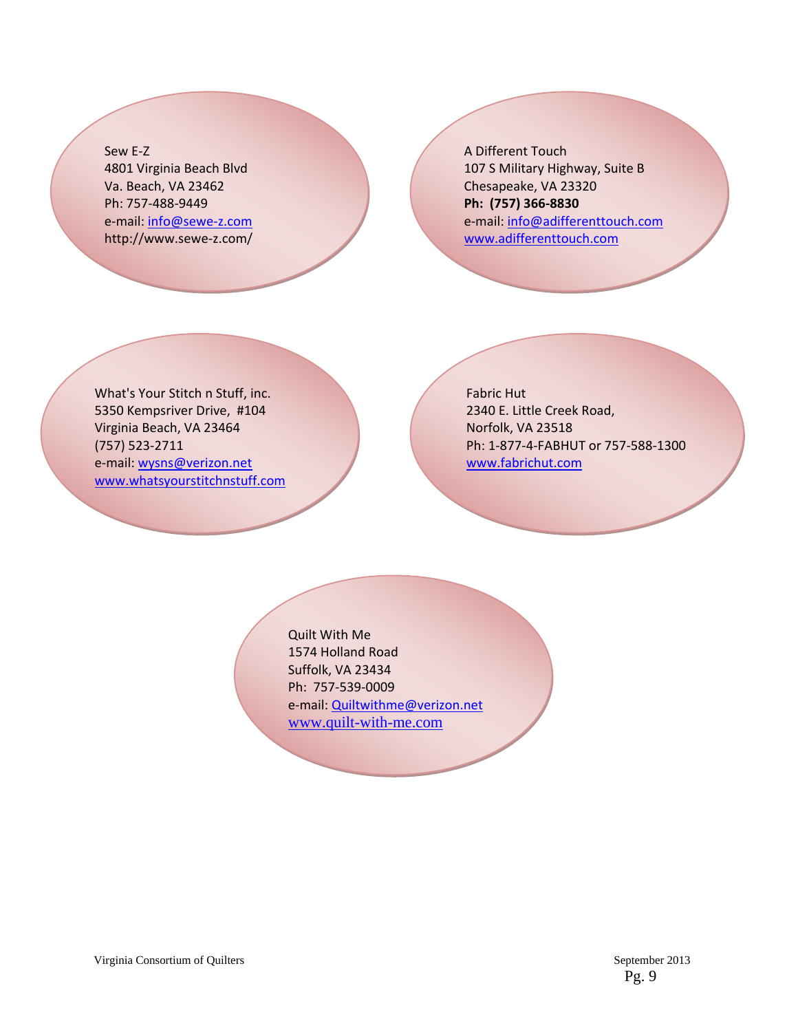Sew E-Z
4801 Virginia Beach Blvd
Va. Beach, VA 23462
Ph: 757-488-9449
e-mail: info@sewe-z.com
http://www.sewe-z.com/

A Different Touch
107 S Military Highway, Suite B
Chesapeake, VA 23320
**Ph: (757) 366-8830**
e-mail: info@adifferenttouch.com
www.adifferenttouch.com

What's Your Stitch n Stuff, inc.
5350 Kempsriver Drive, #104
Virginia Beach, VA 23464
(757) 523-2711
e-mail: wysns@verizon.net
www.whatsyourstitchnstuff.com

Fabric Hut
2340 E. Little Creek Road,
Norfolk, VA 23518
Ph: 1-877-4-FABHUT or 757-588-1300
www.fabrichut.com

Quilt With Me
1574 Holland Road
Suffolk, VA 23434
Ph: 757-539-0009
e-mail: Quiltwithme@verizon.net
www.quilt-with-me.com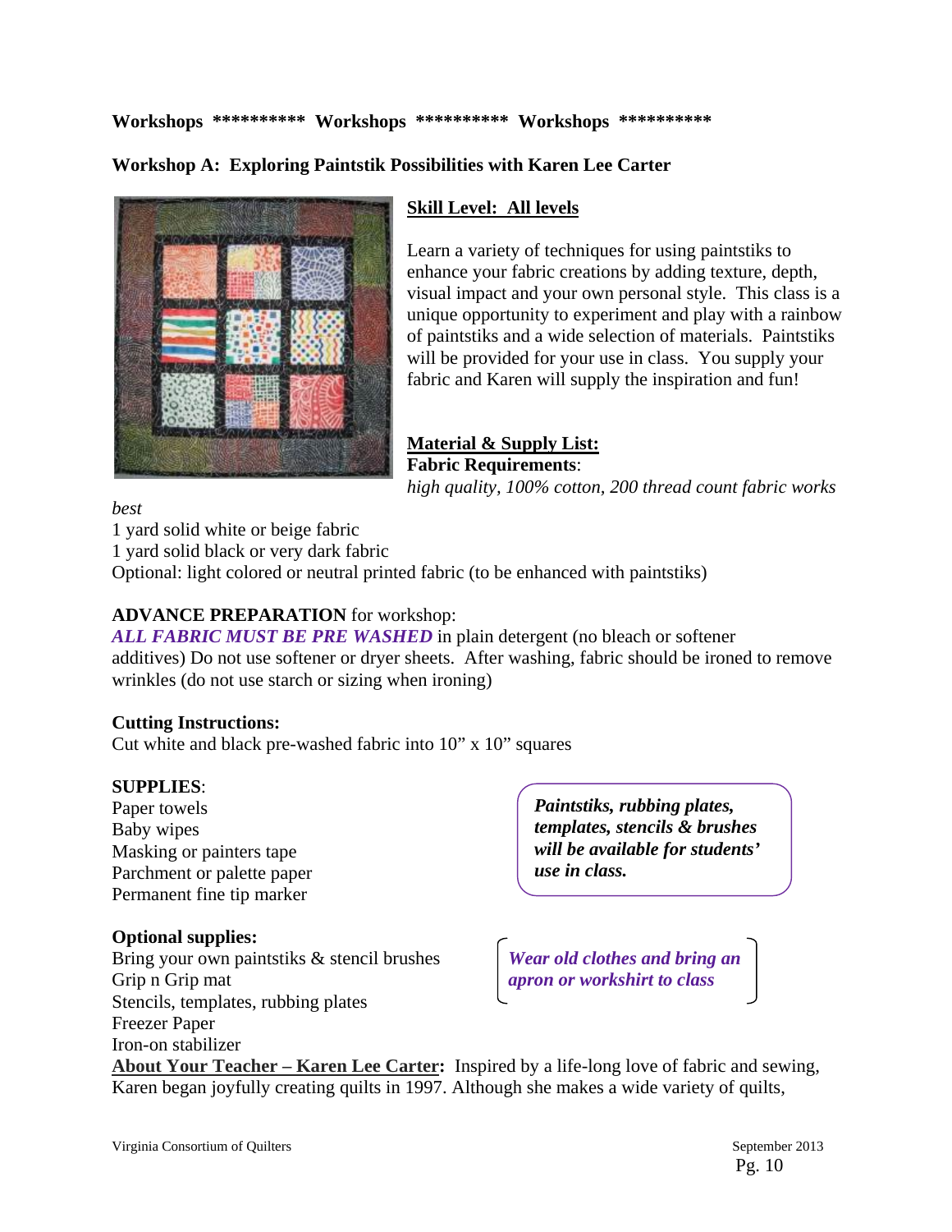**Workshops \*\*\*\*\*\*\*\*\*\* Workshops \*\*\*\*\*\*\*\*\*\* Workshops \*\*\*\*\*\*\*\*\*\***

## Workshop A: Exploring Paintstik Possibilities with Karen Lee Carter

**Skill Level: All levels**

Learn a variety of techniques for using paintstiks to enhance your fabric creations by adding texture, depth, visual impact and your own personal style. This class is a unique opportunity to experiment and play with a rainbow of paintstiks and a wide selection of materials. Paintstiks will be provided for your use in class. You supply your fabric and Karen will supply the inspiration and fun!

**Material & Supply List:**
**Fabric Requirements**:
*high quality, 100% cotton, 200 thread count fabric works best*

1 yard solid white or beige fabric
1 yard solid black or very dark fabric
Optional: light colored or neutral printed fabric (to be enhanced with paintstiks)

**ADVANCE PREPARATION** for workshop:
***ALL FABRIC MUST BE PRE WASHED*** in plain detergent (no bleach or softener additives) Do not use softener or dryer sheets. After washing, fabric should be ironed to remove wrinkles (do not use starch or sizing when ironing)

**Cutting Instructions:**
Cut white and black pre-washed fabric into 10" x 10" squares

**SUPPLIES**:
Paper towels
Baby wipes
Masking or painters tape
Parchment or palette paper
Permanent fine tip marker

***Paintstiks, rubbing plates, templates, stencils & brushes will be available for students' use in class.***

**Optional supplies:**
Bring your own paintstiks & stencil brushes
Grip n Grip mat
Stencils, templates, rubbing plates
Freezer Paper
Iron-on stabilizer

***Wear old clothes and bring an apron or workshirt to class***

**About Your Teacher – Karen Lee Carter:** Inspired by a life-long love of fabric and sewing, Karen began joyfully creating quilts in 1997. Although she makes a wide variety of quilts,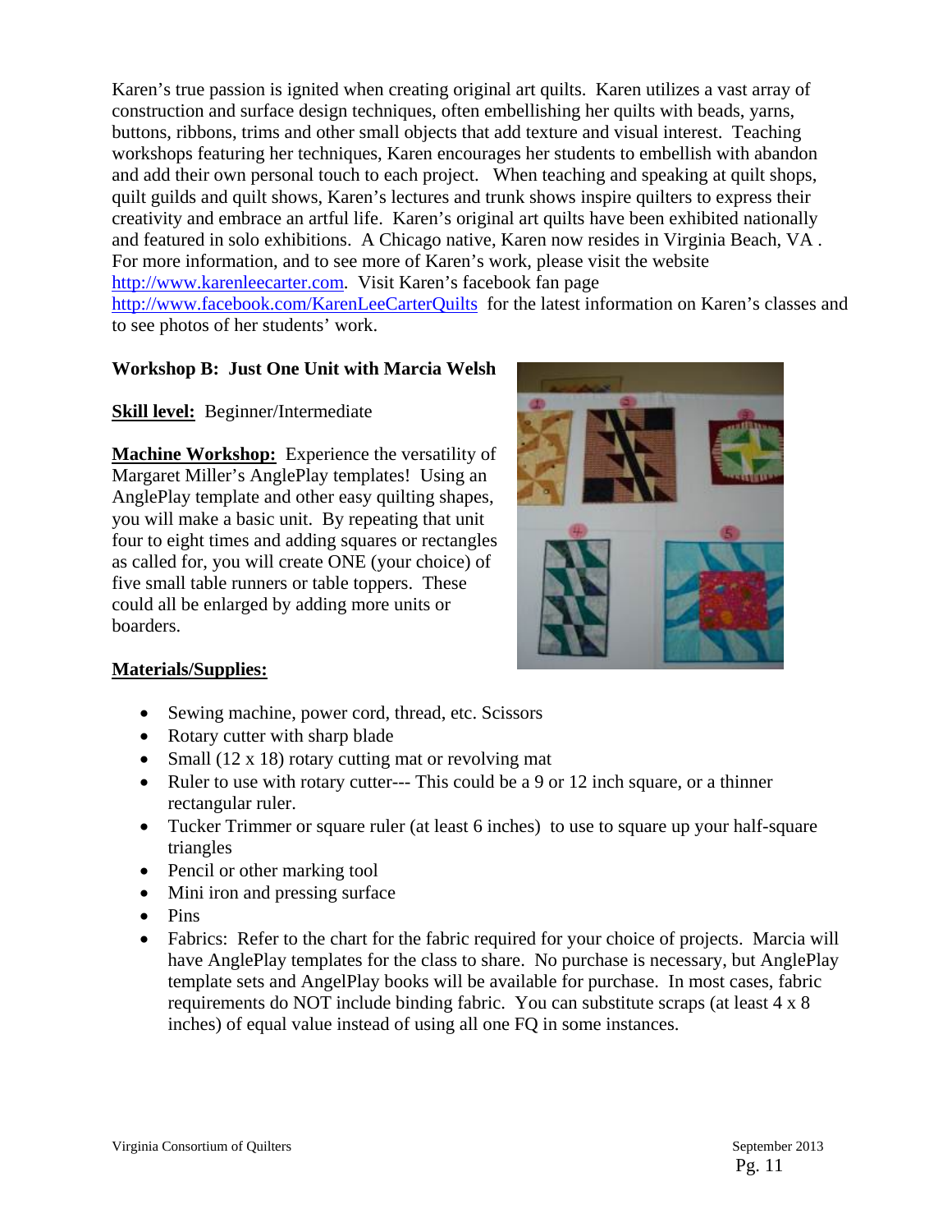Karen's true passion is ignited when creating original art quilts. Karen utilizes a vast array of construction and surface design techniques, often embellishing her quilts with beads, yarns, buttons, ribbons, trims and other small objects that add texture and visual interest. Teaching workshops featuring her techniques, Karen encourages her students to embellish with abandon and add their own personal touch to each project. When teaching and speaking at quilt shops, quilt guilds and quilt shows, Karen's lectures and trunk shows inspire quilters to express their creativity and embrace an artful life. Karen's original art quilts have been exhibited nationally and featured in solo exhibitions. A Chicago native, Karen now resides in Virginia Beach, VA . For more information, and to see more of Karen's work, please visit the website http://www.karenleecarter.com. Visit Karen's facebook fan page http://www.facebook.com/KarenLeeCarterQuilts for the latest information on Karen's classes and to see photos of her students' work.

**Workshop B: Just One Unit with Marcia Welsh**

**Skill level:** Beginner/Intermediate

**Machine Workshop:** Experience the versatility of Margaret Miller's AnglePlay templates! Using an AnglePlay template and other easy quilting shapes, you will make a basic unit. By repeating that unit four to eight times and adding squares or rectangles as called for, you will create ONE (your choice) of five small table runners or table toppers. These could all be enlarged by adding more units or boarders.

**Materials/Supplies:**

- Sewing machine, power cord, thread, etc. Scissors
- Rotary cutter with sharp blade
- Small (12 x 18) rotary cutting mat or revolving mat
- Ruler to use with rotary cutter--- This could be a 9 or 12 inch square, or a thinner rectangular ruler.
- Tucker Trimmer or square ruler (at least 6 inches) to use to square up your half-square triangles
- Pencil or other marking tool
- Mini iron and pressing surface
- Pins
- Fabrics: Refer to the chart for the fabric required for your choice of projects. Marcia will have AnglePlay templates for the class to share. No purchase is necessary, but AnglePlay template sets and AngelPlay books will be available for purchase. In most cases, fabric requirements do NOT include binding fabric. You can substitute scraps (at least 4 x 8 inches) of equal value instead of using all one FQ in some instances.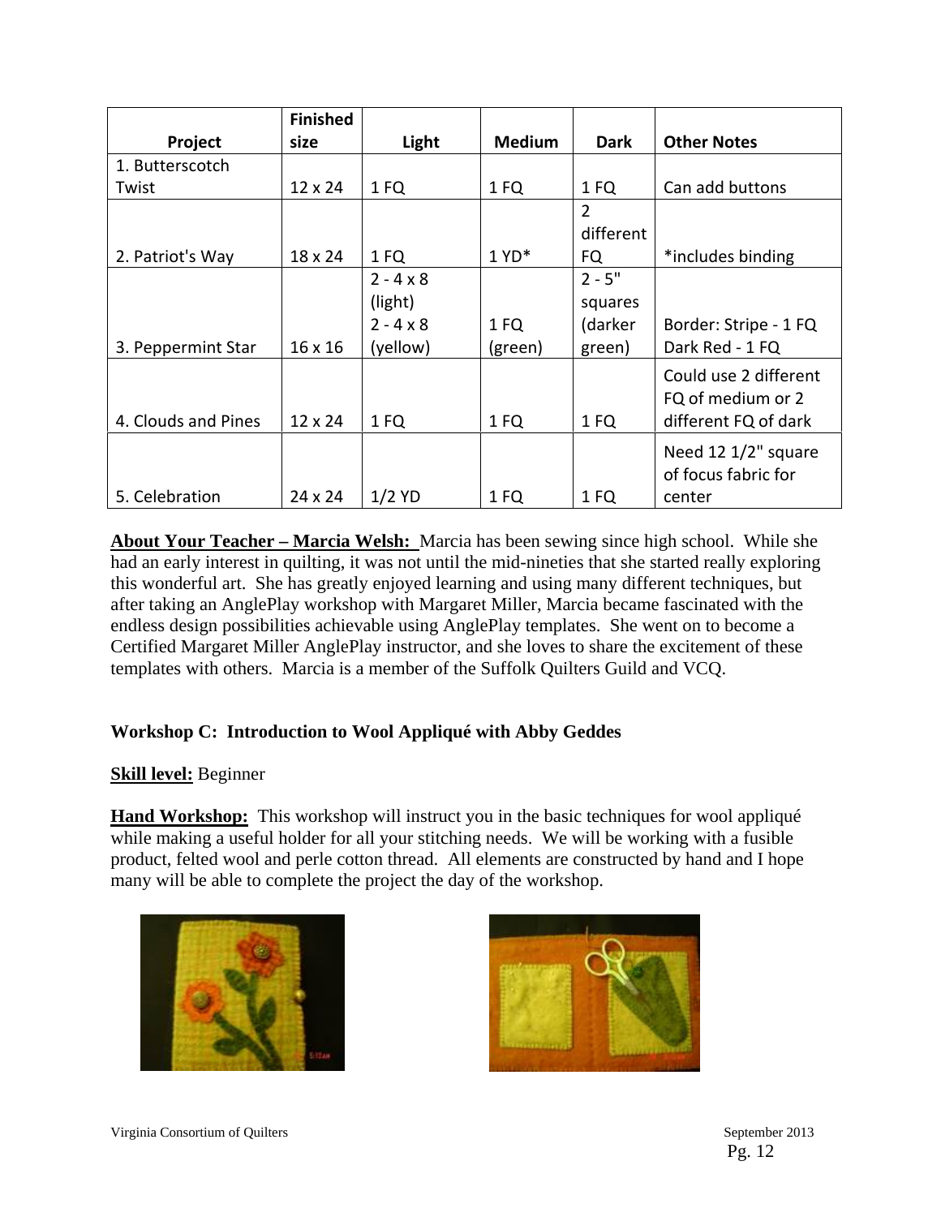| Project | Finished size | Light | Medium | Dark | Other Notes |
|---|---|---|---|---|---|
| 1. Butterscotch Twist | 12 x 24 | 1 FQ | 1 FQ | 1 FQ | Can add buttons |
| 2. Patriot's Way | 18 x 24 | 1 FQ | 1 YD* | 2 different FQ | *includes binding |
| 3. Peppermint Star | 16 x 16 | 2 - 4 x 8 (light) 2 - 4 x 8 (yellow) | 1 FQ (green) | 2 - 5" squares (darker green) | Border: Stripe - 1 FQ Dark Red - 1 FQ |
| 4. Clouds and Pines | 12 x 24 | 1 FQ | 1 FQ | 1 FQ | Could use 2 different FQ of medium or 2 different FQ of dark |
| 5. Celebration | 24 x 24 | 1/2 YD | 1 FQ | 1 FQ | Need 12 1/2" square of focus fabric for center |

**About Your Teacher – Marcia Welsh:** Marcia has been sewing since high school. While she had an early interest in quilting, it was not until the mid-nineties that she started really exploring this wonderful art. She has greatly enjoyed learning and using many different techniques, but after taking an AnglePlay workshop with Margaret Miller, Marcia became fascinated with the endless design possibilities achievable using AnglePlay templates. She went on to become a Certified Margaret Miller AnglePlay instructor, and she loves to share the excitement of these templates with others. Marcia is a member of the Suffolk Quilters Guild and VCQ.

**Workshop C: Introduction to Wool Appliqué with Abby Geddes**

**Skill level:** Beginner

**Hand Workshop:** This workshop will instruct you in the basic techniques for wool appliqué while making a useful holder for all your stitching needs. We will be working with a fusible product, felted wool and perle cotton thread. All elements are constructed by hand and I hope many will be able to complete the project the day of the workshop.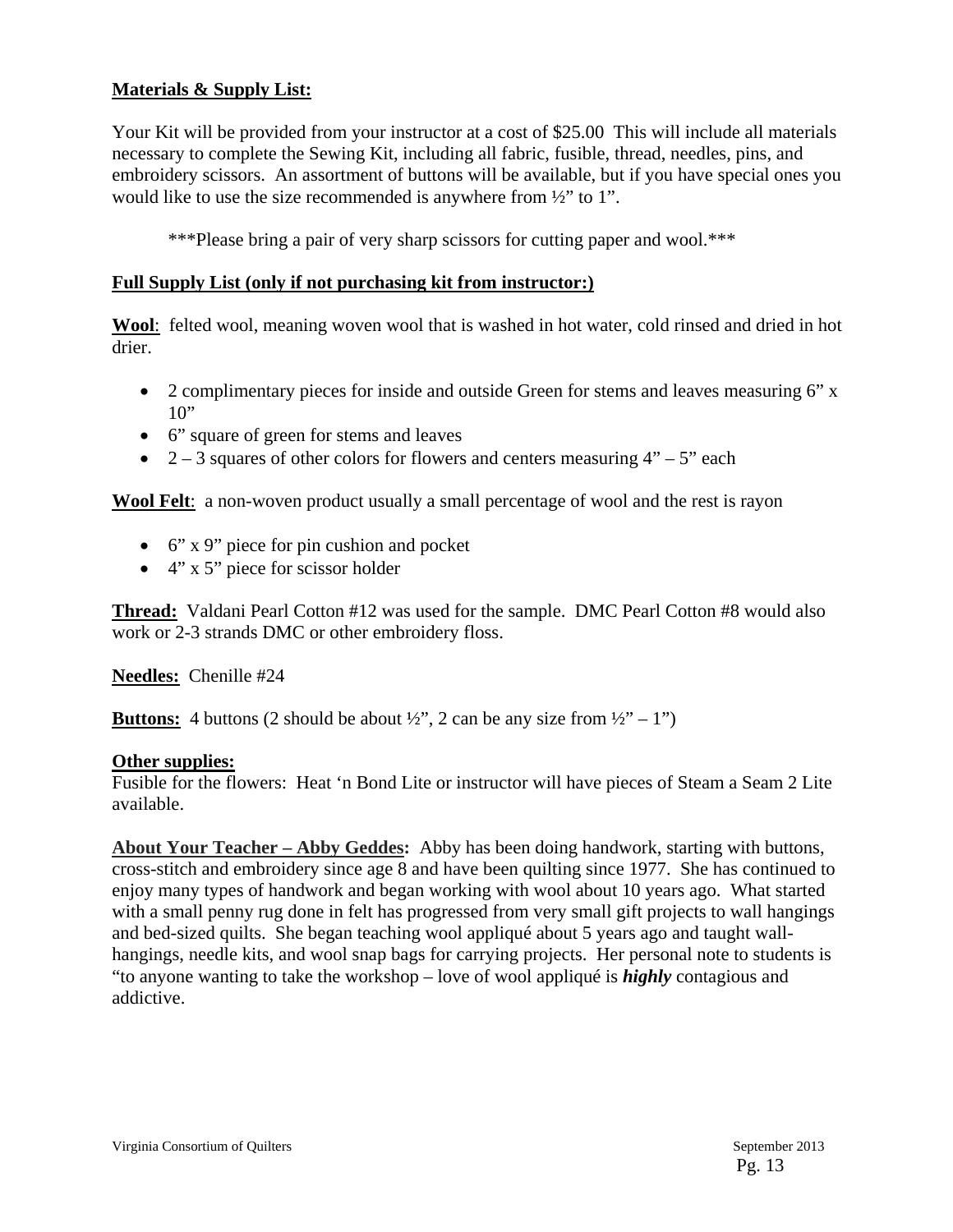**Materials & Supply List:**

Your Kit will be provided from your instructor at a cost of $25.00  This will include all materials necessary to complete the Sewing Kit, including all fabric, fusible, thread, needles, pins, and embroidery scissors.  An assortment of buttons will be available, but if you have special ones you would like to use the size recommended is anywhere from ½" to 1".

***Please bring a pair of very sharp scissors for cutting paper and wool.***

**Full Supply List (only if not purchasing kit from instructor:)**

**Wool**:  felted wool, meaning woven wool that is washed in hot water, cold rinsed and dried in hot drier.

- 2 complimentary pieces for inside and outside Green for stems and leaves measuring 6" x 10"
- 6" square of green for stems and leaves
- 2 – 3 squares of other colors for flowers and centers measuring 4" – 5" each

**Wool Felt**:  a non-woven product usually a small percentage of wool and the rest is rayon

- 6" x 9" piece for pin cushion and pocket
- 4" x 5" piece for scissor holder

**Thread:**  Valdani Pearl Cotton #12 was used for the sample.  DMC Pearl Cotton #8 would also work or 2-3 strands DMC or other embroidery floss.

**Needles:**  Chenille #24

**Buttons:**  4 buttons (2 should be about ½", 2 can be any size from ½" – 1")

**Other supplies:**
Fusible for the flowers:  Heat 'n Bond Lite or instructor will have pieces of Steam a Seam 2 Lite available.

**About Your Teacher – Abby Geddes:**  Abby has been doing handwork, starting with buttons, cross-stitch and embroidery since age 8 and have been quilting since 1977.  She has continued to enjoy many types of handwork and began working with wool about 10 years ago.  What started with a small penny rug done in felt has progressed from very small gift projects to wall hangings and bed-sized quilts.  She began teaching wool appliqué about 5 years ago and taught wall-hangings, needle kits, and wool snap bags for carrying projects.  Her personal note to students is "to anyone wanting to take the workshop – love of wool appliqué is ***highly*** contagious and addictive.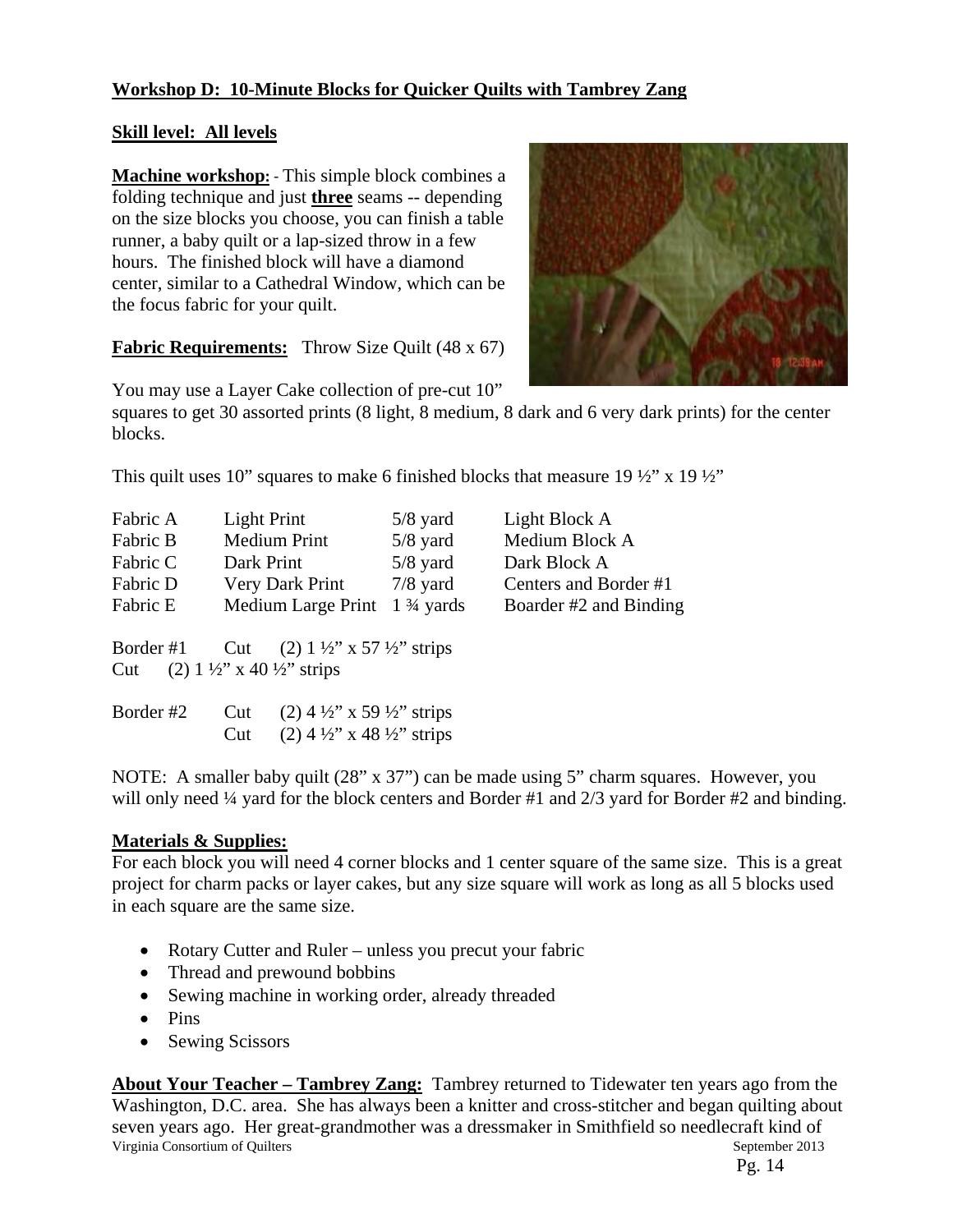**Workshop D: 10-Minute Blocks for Quicker Quilts with Tambrey Zang**

**Skill level: All levels**

**Machine workshop:** - This simple block combines a folding technique and just **three** seams -- depending on the size blocks you choose, you can finish a table runner, a baby quilt or a lap-sized throw in a few hours. The finished block will have a diamond center, similar to a Cathedral Window, which can be the focus fabric for your quilt.

**Fabric Requirements:** Throw Size Quilt (48 x 67)

You may use a Layer Cake collection of pre-cut 10" squares to get 30 assorted prints (8 light, 8 medium, 8 dark and 6 very dark prints) for the center blocks.

This quilt uses 10" squares to make 6 finished blocks that measure 19 ½" x 19 ½"

| | | | |
|---|---|---|---|
| Fabric A | Light Print | 5/8 yard | Light Block A |
| Fabric B | Medium Print | 5/8 yard | Medium Block A |
| Fabric C | Dark Print | 5/8 yard | Dark Block A |
| Fabric D | Very Dark Print | 7/8 yard | Centers and Border #1 |
| Fabric E | Medium Large Print | 1 ¾ yards | Boarder #2 and Binding |

Border #1 Cut (2) 1 ½" x 57 ½" strips
Cut (2) 1 ½" x 40 ½" strips

Border #2 Cut (2) 4 ½" x 59 ½" strips
Cut (2) 4 ½" x 48 ½" strips

NOTE: A smaller baby quilt (28" x 37") can be made using 5" charm squares. However, you will only need ¼ yard for the block centers and Border #1 and 2/3 yard for Border #2 and binding.

**Materials & Supplies:**
For each block you will need 4 corner blocks and 1 center square of the same size. This is a great project for charm packs or layer cakes, but any size square will work as long as all 5 blocks used in each square are the same size.

- Rotary Cutter and Ruler – unless you precut your fabric
- Thread and prewound bobbins
- Sewing machine in working order, already threaded
- Pins
- Sewing Scissors

**About Your Teacher – Tambrey Zang:** Tambrey returned to Tidewater ten years ago from the Washington, D.C. area. She has always been a knitter and cross-stitcher and began quilting about seven years ago. Her great-grandmother was a dressmaker in Smithfield so needlecraft kind of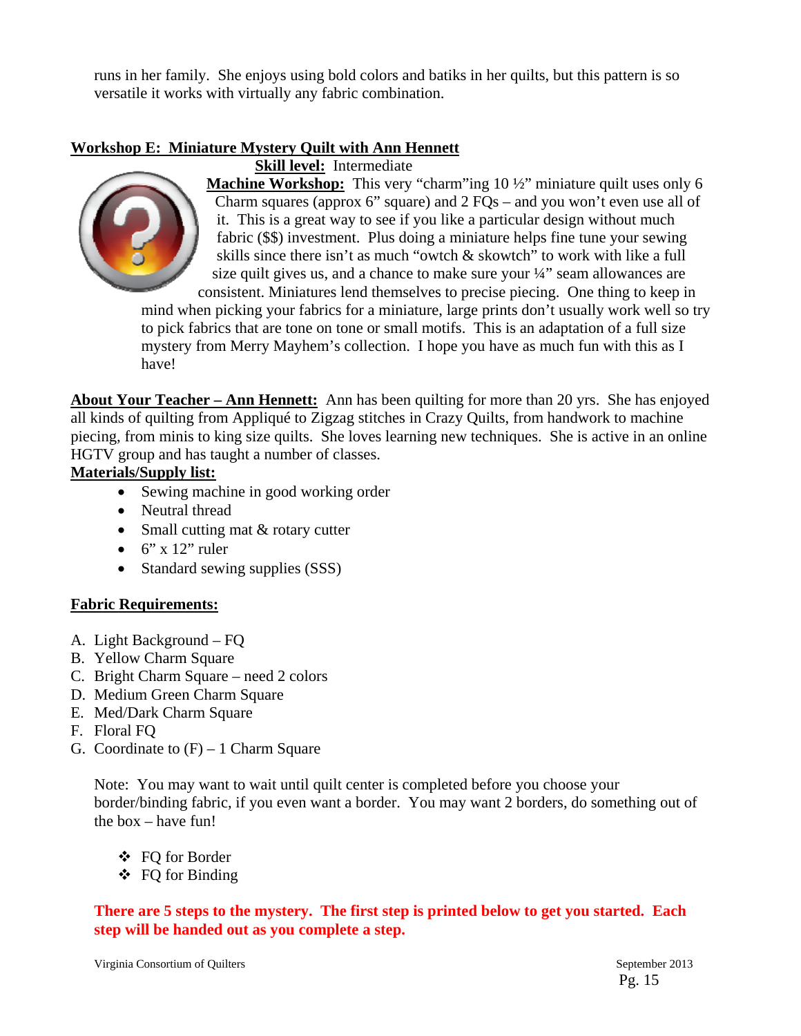runs in her family. She enjoys using bold colors and batiks in her quilts, but this pattern is so versatile it works with virtually any fabric combination.

## Workshop E: Miniature Mystery Quilt with Ann Hennett

**Skill level:** Intermediate

**Machine Workshop:** This very "charm"ing 10 ½" miniature quilt uses only 6 Charm squares (approx 6" square) and 2 FQs – and you won't even use all of it. This is a great way to see if you like a particular design without much fabric ($$) investment. Plus doing a miniature helps fine tune your sewing skills since there isn't as much "owtch & skowtch" to work with like a full size quilt gives us, and a chance to make sure your ¼" seam allowances are consistent. Miniatures lend themselves to precise piecing. One thing to keep in mind when picking your fabrics for a miniature, large prints don't usually work well so try to pick fabrics that are tone on tone or small motifs. This is an adaptation of a full size mystery from Merry Mayhem's collection. I hope you have as much fun with this as I have!

**About Your Teacher – Ann Hennett:** Ann has been quilting for more than 20 yrs. She has enjoyed all kinds of quilting from Appliqué to Zigzag stitches in Crazy Quilts, from handwork to machine piecing, from minis to king size quilts. She loves learning new techniques. She is active in an online HGTV group and has taught a number of classes.

**Materials/Supply list:**

- Sewing machine in good working order
- Neutral thread
- Small cutting mat & rotary cutter
- 6" x 12" ruler
- Standard sewing supplies (SSS)

**Fabric Requirements:**

A. Light Background – FQ
B. Yellow Charm Square
C. Bright Charm Square – need 2 colors
D. Medium Green Charm Square
E. Med/Dark Charm Square
F. Floral FQ
G. Coordinate to (F) – 1 Charm Square

Note: You may want to wait until quilt center is completed before you choose your border/binding fabric, if you even want a border. You may want 2 borders, do something out of the box – have fun!

- FQ for Border
- FQ for Binding

**There are 5 steps to the mystery. The first step is printed below to get you started. Each step will be handed out as you complete a step.**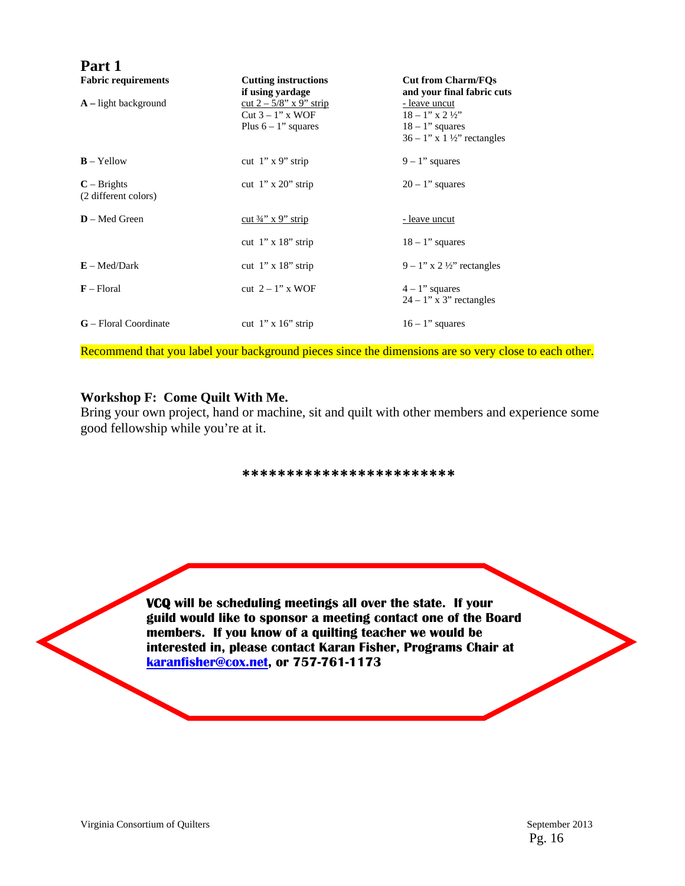## Part 1

| Fabric requirements | Cutting instructions if using yardage | Cut from Charm/FQs and your final fabric cuts |
|---|---|---|
| **A –** light background | <u>cut 2 – 5/8" x 9" strip</u><br>Cut 3 – 1" x WOF<br>Plus 6 – 1" squares | <u>- leave uncut</u><br>18 – 1" x 2 ½"<br>18 – 1" squares<br>36 – 1" x 1 ½" rectangles |
| **B** – Yellow | cut 1" x 9" strip | 9 – 1" squares |
| **C** – Brights<br>(2 different colors) | cut 1" x 20" strip | 20 – 1" squares |
| **D** – Med Green | <u>cut ¾" x 9" strip</u> | <u>- leave uncut</u> |
| | cut 1" x 18" strip | 18 – 1" squares |
| **E** – Med/Dark | cut 1" x 18" strip | 9 – 1" x 2 ½" rectangles |
| **F** – Floral | cut 2 – 1" x WOF | 4 – 1" squares<br>24 – 1" x 3" rectangles |
| **G** – Floral Coordinate | cut 1" x 16" strip | 16 – 1" squares |

Recommend that you label your background pieces since the dimensions are so very close to each other.

### Workshop F: Come Quilt With Me.

Bring your own project, hand or machine, sit and quilt with other members and experience some good fellowship while you're at it.

************************

**VCQ will be scheduling meetings all over the state. If your guild would like to sponsor a meeting contact one of the Board members. If you know of a quilting teacher we would be interested in, please contact Karan Fisher, Programs Chair at [karanfisher@cox.net](mailto:karanfisher@cox.net), or 757-761-1173**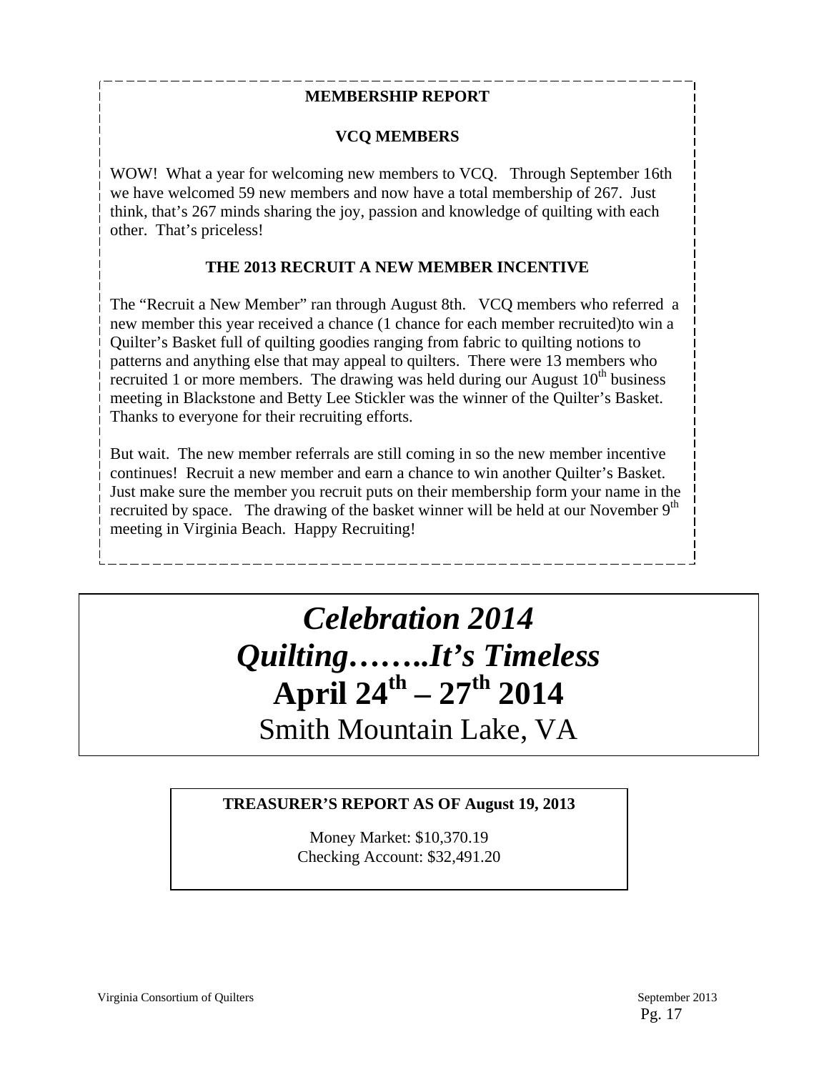## MEMBERSHIP REPORT

### VCQ MEMBERS

WOW! What a year for welcoming new members to VCQ. Through September 16th we have welcomed 59 new members and now have a total membership of 267. Just think, that's 267 minds sharing the joy, passion and knowledge of quilting with each other. That's priceless!

### THE 2013 RECRUIT A NEW MEMBER INCENTIVE

The "Recruit a New Member" ran through August 8th. VCQ members who referred a new member this year received a chance (1 chance for each member recruited)to win a Quilter's Basket full of quilting goodies ranging from fabric to quilting notions to patterns and anything else that may appeal to quilters. There were 13 members who recruited 1 or more members. The drawing was held during our August 10th business meeting in Blackstone and Betty Lee Stickler was the winner of the Quilter's Basket. Thanks to everyone for their recruiting efforts.

But wait. The new member referrals are still coming in so the new member incentive continues! Recruit a new member and earn a chance to win another Quilter's Basket. Just make sure the member you recruit puts on their membership form your name in the recruited by space. The drawing of the basket winner will be held at our November 9th meeting in Virginia Beach. Happy Recruiting!

# *Celebration 2014*
# *Quilting……..It's Timeless*
# April 24th – 27th 2014
Smith Mountain Lake, VA

**TREASURER'S REPORT AS OF August 19, 2013**

Money Market: $10,370.19
Checking Account: $32,491.20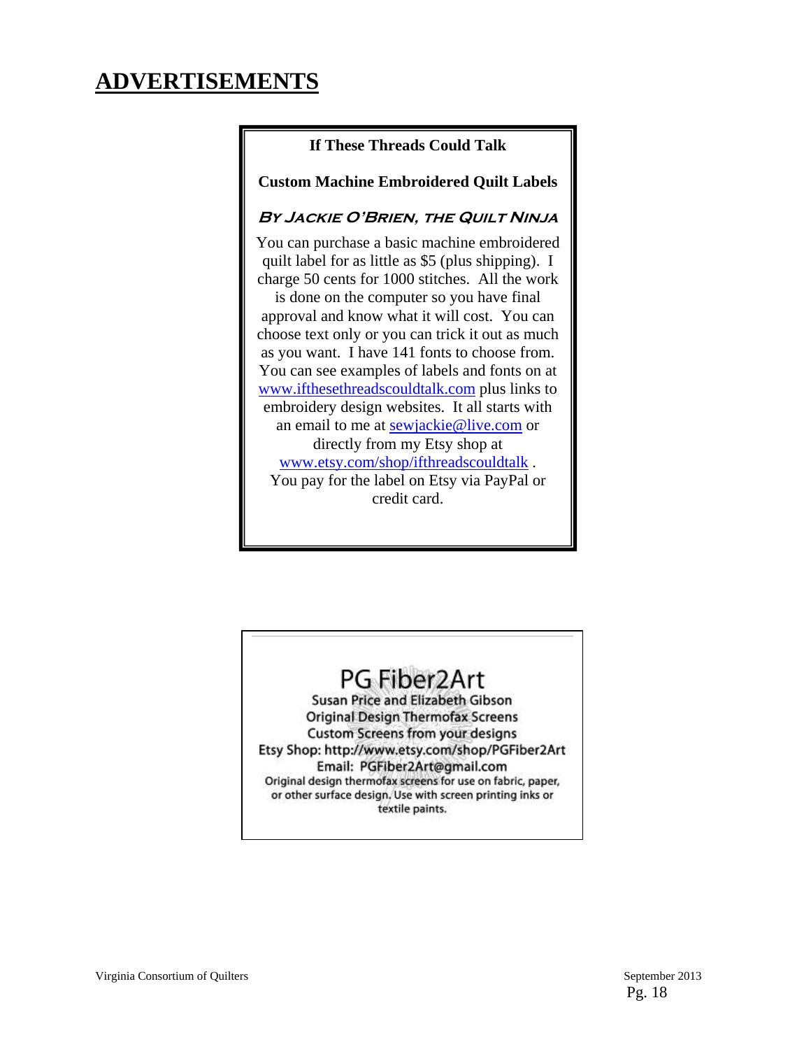# ADVERTISEMENTS

**If These Threads Could Talk**

**Custom Machine Embroidered Quilt Labels**

***By Jackie O'Brien, the Quilt Ninja***

You can purchase a basic machine embroidered quilt label for as little as $5 (plus shipping). I charge 50 cents for 1000 stitches. All the work is done on the computer so you have final approval and know what it will cost. You can choose text only or you can trick it out as much as you want. I have 141 fonts to choose from. You can see examples of labels and fonts on at www.ifthesethreadscouldtalk.com plus links to embroidery design websites. It all starts with an email to me at sewjackie@live.com or directly from my Etsy shop at www.etsy.com/shop/ifthreadscouldtalk . You pay for the label on Etsy via PayPal or credit card.

PG Fiber2Art

Susan Price and Elizabeth Gibson

Original Design Thermofax Screens

Custom Screens from your designs

Etsy Shop: http://www.etsy.com/shop/PGFiber2Art

Email: PGFiber2Art@gmail.com

Original design thermofax screens for use on fabric, paper, or other surface design. Use with screen printing inks or textile paints.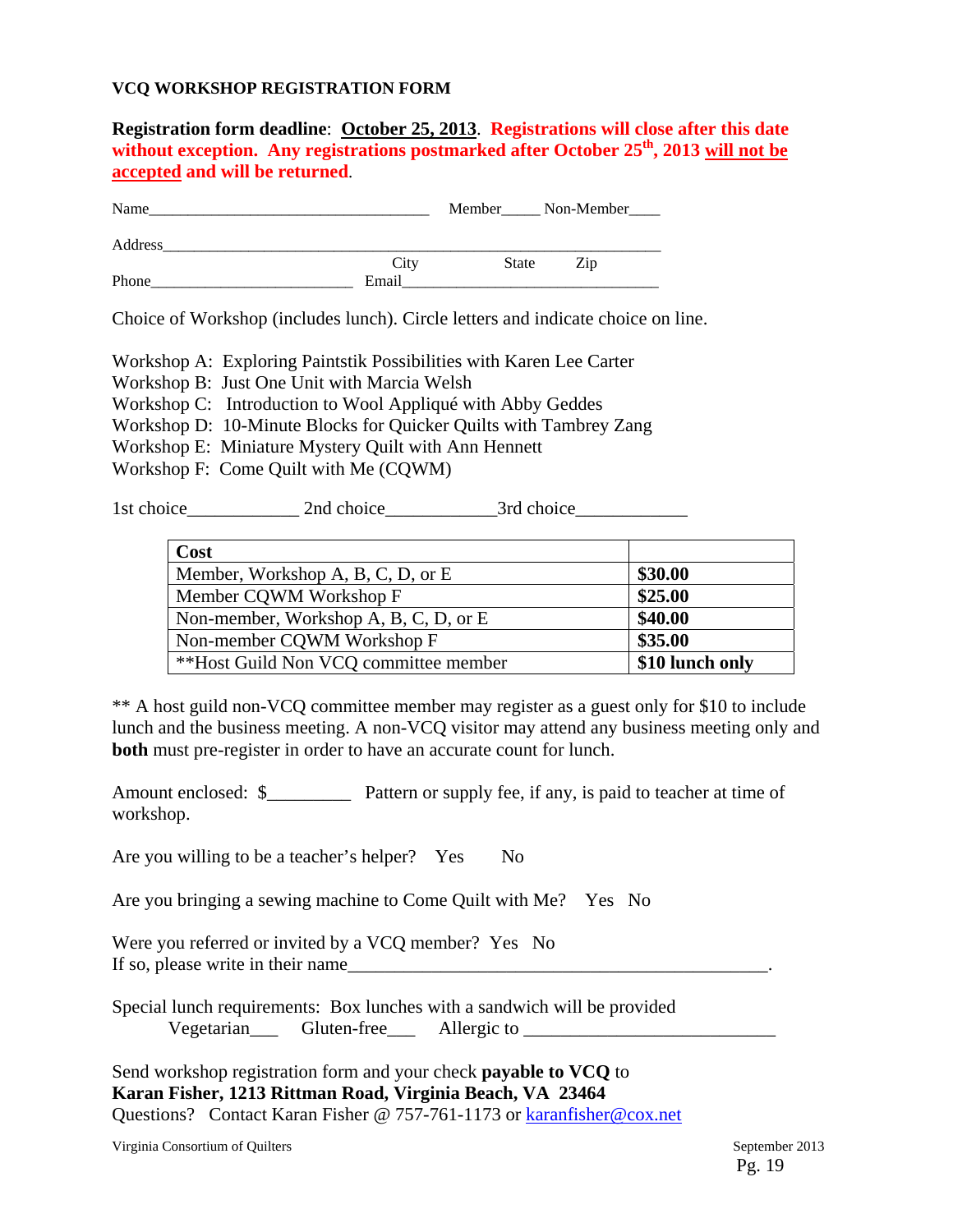**VCQ WORKSHOP REGISTRATION FORM**

**Registration form deadline**: **October 25, 2013**. **Registrations will close after this date without exception. Any registrations postmarked after October 25th, 2013 will not be accepted and will be returned**.

Name___________________________________ Member_____ Non-Member____

Address_______________________________________________________________
City State Zip

Phone_________________________ Email________________________________

Choice of Workshop (includes lunch). Circle letters and indicate choice on line.

Workshop A: Exploring Paintstik Possibilities with Karen Lee Carter
Workshop B: Just One Unit with Marcia Welsh
Workshop C: Introduction to Wool Appliqué with Abby Geddes
Workshop D: 10-Minute Blocks for Quicker Quilts with Tambrey Zang
Workshop E: Miniature Mystery Quilt with Ann Hennett
Workshop F: Come Quilt with Me (CQWM)

1st choice____________ 2nd choice____________3rd choice____________

| **Cost** | |
|---|---|
| Member, Workshop A, B, C, D, or E | **$30.00** |
| Member CQWM Workshop F | **$25.00** |
| Non-member, Workshop A, B, C, D, or E | **$40.00** |
| Non-member CQWM Workshop F | **$35.00** |
| **Host Guild Non VCQ committee member | **$10 lunch only** |

** A host guild non-VCQ committee member may register as a guest only for $10 to include lunch and the business meeting. A non-VCQ visitor may attend any business meeting only and **both** must pre-register in order to have an accurate count for lunch.

Amount enclosed: $_________ Pattern or supply fee, if any, is paid to teacher at time of workshop.

Are you willing to be a teacher's helper? Yes No

Are you bringing a sewing machine to Come Quilt with Me? Yes No

Were you referred or invited by a VCQ member? Yes No
If so, please write in their name_______________________________________________.

Special lunch requirements: Box lunches with a sandwich will be provided
Vegetarian___ Gluten-free___ Allergic to ___________________________

Send workshop registration form and your check **payable to VCQ** to
**Karan Fisher, 1213 Rittman Road, Virginia Beach, VA 23464**
Questions? Contact Karan Fisher @ 757-761-1173 or karanfisher@cox.net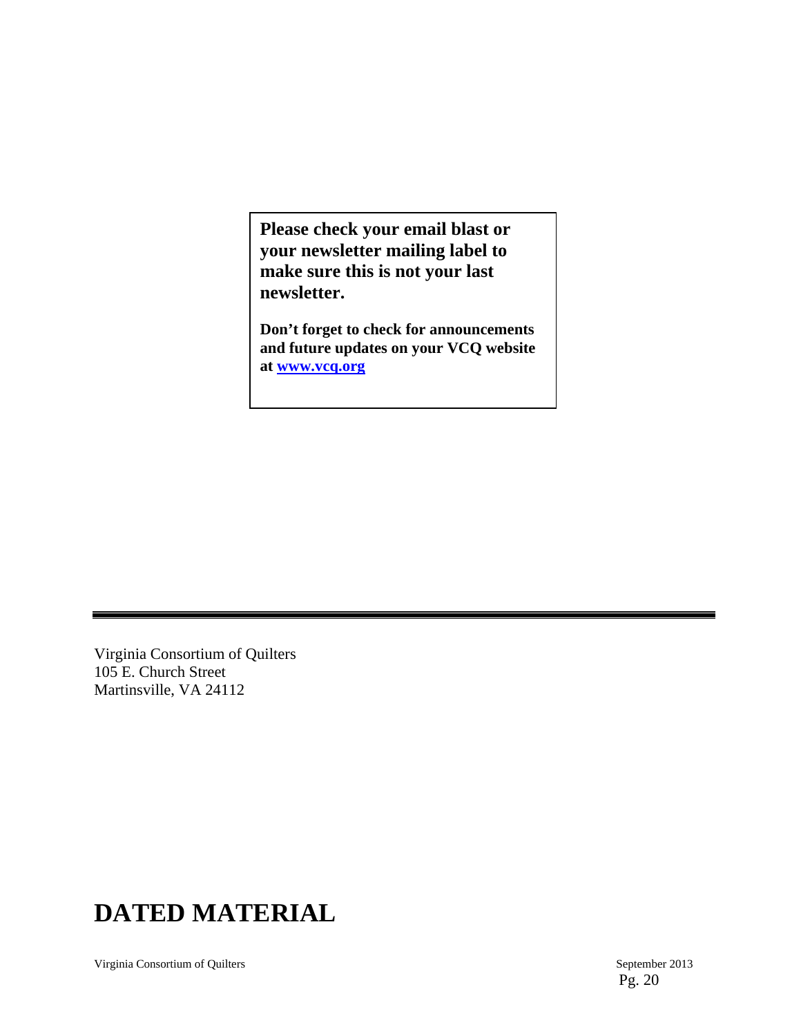**Please check your email blast or your newsletter mailing label to make sure this is not your last newsletter.**

**Don't forget to check for announcements and future updates on your VCQ website at [www.vcq.org](http://www.vcq.org)**

---

Virginia Consortium of Quilters
105 E. Church Street
Martinsville, VA 24112

# DATED MATERIAL